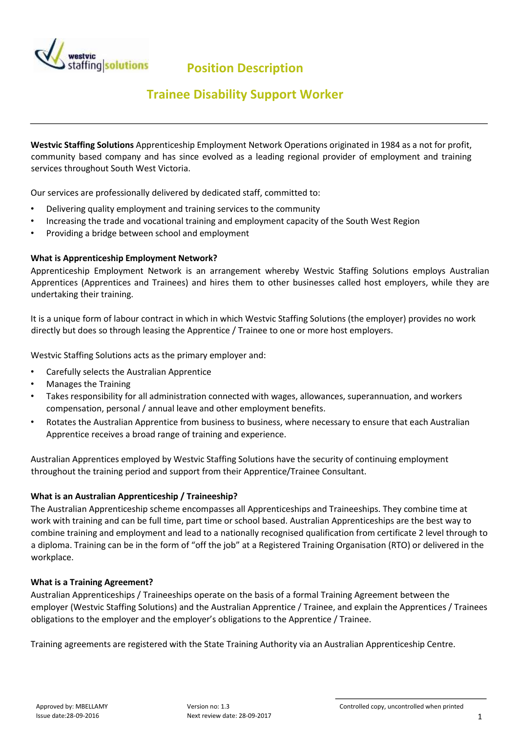# Position Description

## Trainee Disability Support Worker

**Westvic Staffing Solutions** Apprenticeship Employment Network Operations originated in 1984 as a not for profit, community based company and has since evolved as a leading regional provider of employment and training services throughout South West Victoria.

Our services are professionally delivered by dedicated staff, committed to:

- Delivering quality employment and training services to the community
- Increasing the trade and vocational training and employment capacity of the South West Region
- Providing a bridge between school and employment

**What is Apprenticeship Employment Network?**

Apprenticeship Employment Network is an arrangement whereby Westvic Staffing Solutions employs Australian Apprentices (Apprentices and Trainees) and hires them to other businesses called host employers, while they are undertaking their training.

It is a unique form of labour contract in which in which Westvic Staffing Solutions (the employer) provides no work directly but does so through leasing the Apprentice / Trainee to one or more host employers.

Westvic Staffing Solutions acts as the primary employer and:

- Carefully selects the Australian Apprentice
- Manages the Training
- Takes responsibility for all administration connected with wages, allowances, superannuation, and workers compensation, personal / annual leave and other employment benefits.
- Rotates the Australian Apprentice from business to business, where necessary to ensure that each Australian Apprentice receives a broad range of training and experience.

Australian Apprentices employed by Westvic Staffing Solutions have the security of continuing employment throughout the training period and support from their Apprentice/Trainee Consultant.

**What is an Australian Apprenticeship / Traineeship?**

The Australian Apprenticeship scheme encompasses all Apprenticeships and Traineeships. They combine time at work with training and can be full time, part time or school based. Australian Apprenticeships are the best way to combine training and employment and lead to a nationally recognised qualification from certificate 2 level through to a diploma. Training can be in the form of "off the job" at a Registered Training Organisation (RTO) or delivered in the workplace.

**What is a Training Agreement?**

Australian Apprenticeships / Traineeships operate on the basis of a formal Training Agreement between the employer (Westvic Staffing Solutions) and the Australian Apprentice / Trainee, and explain the Apprentices / Trainees obligations to the employer and the employer's obligations to the Apprentice / Trainee.

Training agreements are registered with the State Training Authority via an Australian Apprenticeship Centre.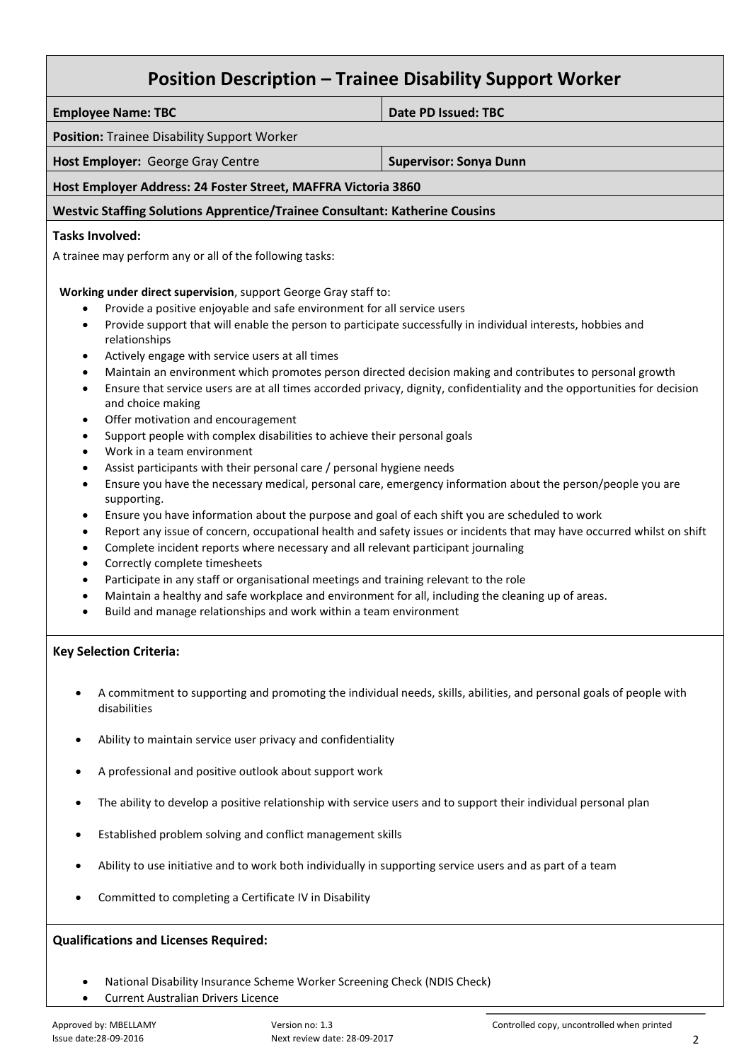# Position Description – Trainee Disability Support Worker

| **Employee Name: TBC** | **Date PD Issued: TBC** |
|---|---|
| **Position:** Trainee Disability Support Worker | |
| **Host Employer:** George Gray Centre | **Supervisor: Sonya Dunn** |
| **Host Employer Address: 24 Foster Street, MAFFRA Victoria 3860** | |
| **Westvic Staffing Solutions Apprentice/Trainee Consultant: Katherine Cousins** | |

**Tasks Involved:**

A trainee may perform any or all of the following tasks:

**Working under direct supervision**, support George Gray staff to:

- Provide a positive enjoyable and safe environment for all service users
- Provide support that will enable the person to participate successfully in individual interests, hobbies and relationships
- Actively engage with service users at all times
- Maintain an environment which promotes person directed decision making and contributes to personal growth
- Ensure that service users are at all times accorded privacy, dignity, confidentiality and the opportunities for decision and choice making
- Offer motivation and encouragement
- Support people with complex disabilities to achieve their personal goals
- Work in a team environment
- Assist participants with their personal care / personal hygiene needs
- Ensure you have the necessary medical, personal care, emergency information about the person/people you are supporting.
- Ensure you have information about the purpose and goal of each shift you are scheduled to work
- Report any issue of concern, occupational health and safety issues or incidents that may have occurred whilst on shift
- Complete incident reports where necessary and all relevant participant journaling
- Correctly complete timesheets
- Participate in any staff or organisational meetings and training relevant to the role
- Maintain a healthy and safe workplace and environment for all, including the cleaning up of areas.
- Build and manage relationships and work within a team environment

**Key Selection Criteria:**

- A commitment to supporting and promoting the individual needs, skills, abilities, and personal goals of people with disabilities
- Ability to maintain service user privacy and confidentiality
- A professional and positive outlook about support work
- The ability to develop a positive relationship with service users and to support their individual personal plan
- Established problem solving and conflict management skills
- Ability to use initiative and to work both individually in supporting service users and as part of a team
- Committed to completing a Certificate IV in Disability

**Qualifications and Licenses Required:**

- National Disability Insurance Scheme Worker Screening Check (NDIS Check)
- Current Australian Drivers Licence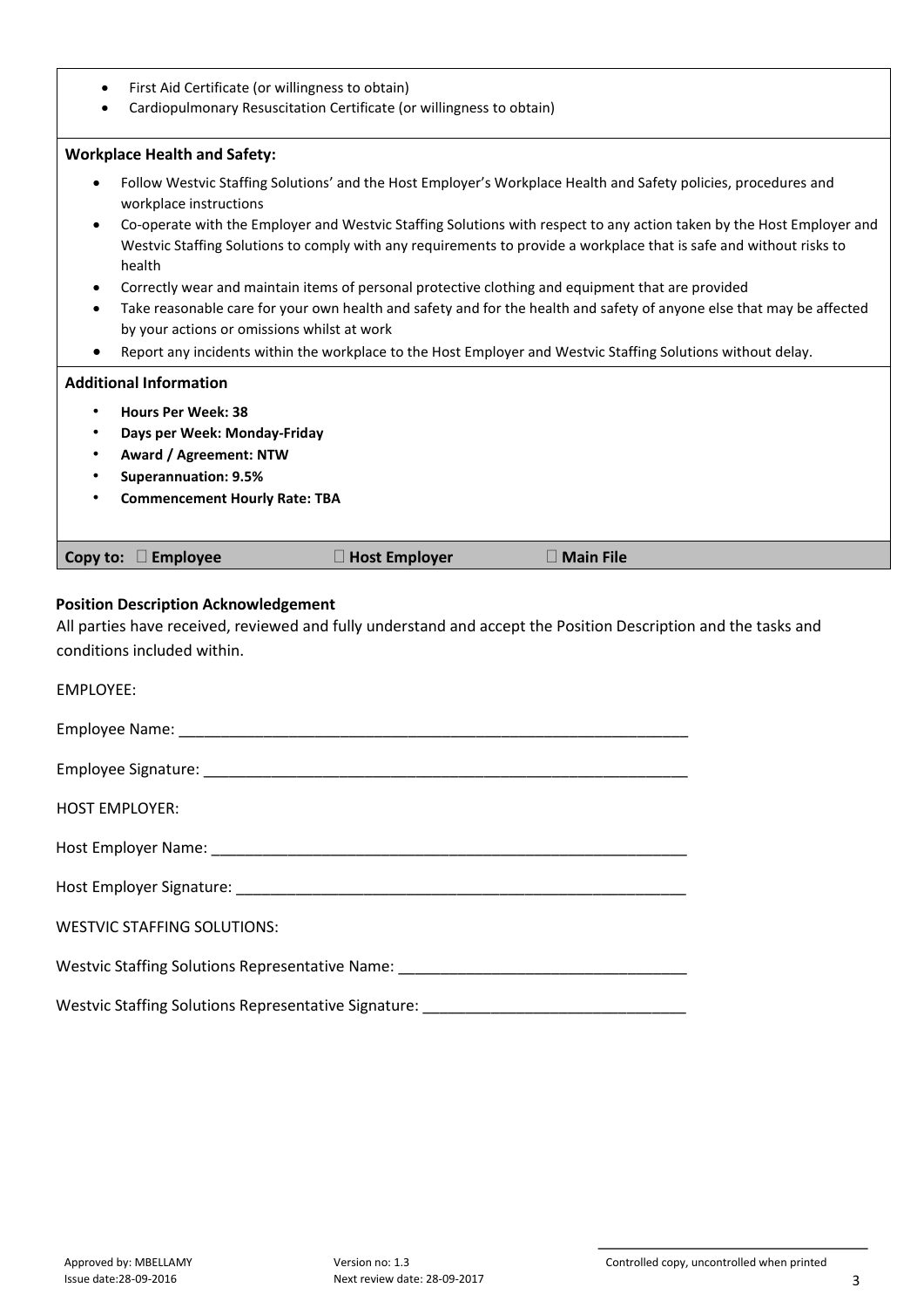- First Aid Certificate (or willingness to obtain)
- Cardiopulmonary Resuscitation Certificate (or willingness to obtain)

**Workplace Health and Safety:**

- Follow Westvic Staffing Solutions' and the Host Employer's Workplace Health and Safety policies, procedures and workplace instructions
- Co-operate with the Employer and Westvic Staffing Solutions with respect to any action taken by the Host Employer and Westvic Staffing Solutions to comply with any requirements to provide a workplace that is safe and without risks to health
- Correctly wear and maintain items of personal protective clothing and equipment that are provided
- Take reasonable care for your own health and safety and for the health and safety of anyone else that may be affected by your actions or omissions whilst at work
- Report any incidents within the workplace to the Host Employer and Westvic Staffing Solutions without delay.

**Additional Information**

- **Hours Per Week: 38**
- **Days per Week: Monday-Friday**
- **Award / Agreement: NTW**
- **Superannuation: 9.5%**
- **Commencement Hourly Rate: TBA**

**Copy to:** ☐ **Employee** ☐ **Host Employer** ☐ **Main File**

**Position Description Acknowledgement**

All parties have received, reviewed and fully understand and accept the Position Description and the tasks and conditions included within.

EMPLOYEE:

Employee Name: ____________________________________________________________

Employee Signature: _________________________________________________________

HOST EMPLOYER:

Host Employer Name: ________________________________________________________

Host Employer Signature: _____________________________________________________

WESTVIC STAFFING SOLUTIONS:

Westvic Staffing Solutions Representative Name: _________________________________

Westvic Staffing Solutions Representative Signature: _____________________________

Approved by: MBELLAMY
Issue date:28-09-2016

Version no: 1.3
Next review date: 28-09-2017

Controlled copy, uncontrolled when printed